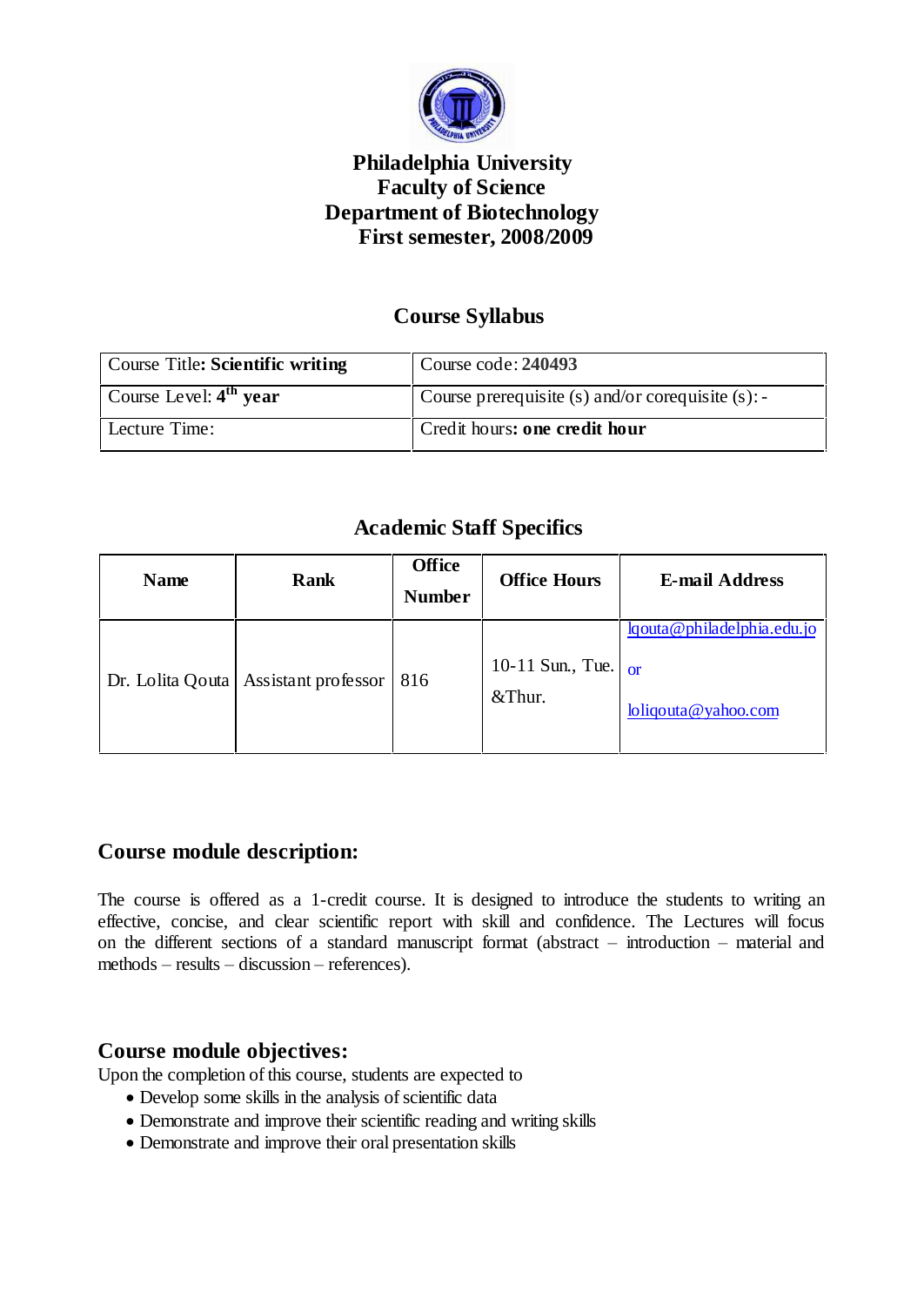# Philadelphia University
## Faculty of Science
## Department of Biotechnology
## First semester, 2008/2009

## Course Syllabus

| Course Title: **Scientific writing** | Course code: **240493** |
|---|---|
| Course Level: **4th year** | Course prerequisite (s) and/or corequisite (s): - |
| Lecture Time: | Credit hours**: one credit hour** |

## Academic Staff Specifics

| Name | Rank | Office Number | Office Hours | E-mail Address |
|---|---|---|---|---|
| Dr. Lolita Qouta | Assistant professor | 816 | 10-11 Sun., Tue. &Thur. | lqouta@philadelphia.edu.jo or loliqouta@yahoo.com |

### Course module description:

The course is offered as a 1-credit course. It is designed to introduce the students to writing an effective, concise, and clear scientific report with skill and confidence. The Lectures will focus on the different sections of a standard manuscript format (abstract – introduction – material and methods – results – discussion – references).

### Course module objectives:

Upon the completion of this course, students are expected to

- Develop some skills in the analysis of scientific data
- Demonstrate and improve their scientific reading and writing skills
- Demonstrate and improve their oral presentation skills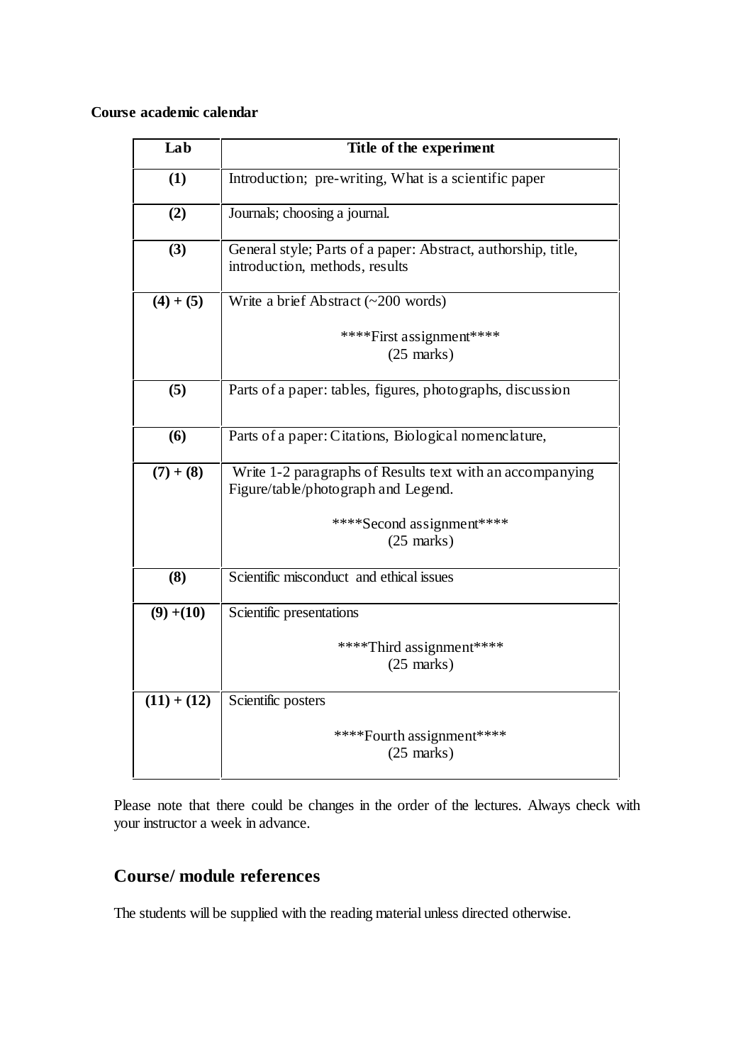**Course academic calendar**

| Lab | Title of the experiment |
|---|---|
| (1) | Introduction; pre-writing, What is a scientific paper |
| (2) | Journals; choosing a journal. |
| (3) | General style; Parts of a paper: Abstract, authorship, title, introduction, methods, results |
| (4) + (5) | Write a brief Abstract (~200 words) ****First assignment**** (25 marks) |
| (5) | Parts of a paper: tables, figures, photographs, discussion |
| (6) | Parts of a paper: Citations, Biological nomenclature, |
| (7) + (8) | Write 1-2 paragraphs of Results text with an accompanying Figure/table/photograph and Legend. ****Second assignment**** (25 marks) |
| (8) | Scientific misconduct and ethical issues |
| (9) +(10) | Scientific presentations ****Third assignment**** (25 marks) |
| (11) + (12) | Scientific posters ****Fourth assignment**** (25 marks) |

Please note that there could be changes in the order of the lectures. Always check with your instructor a week in advance.

## Course/ module references

The students will be supplied with the reading material unless directed otherwise.